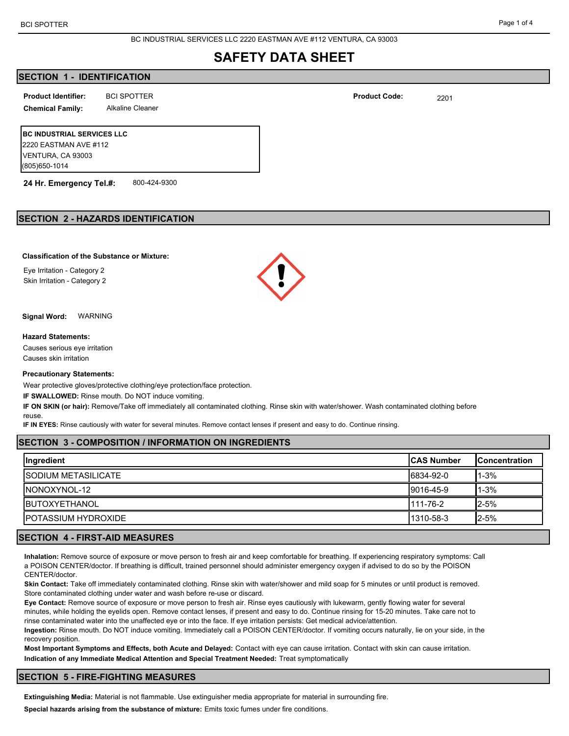BC INDUSTRIAL SERVICES LLC 2220 EASTMAN AVE #112 VENTURA, CA 93003

# SAFETY DATA SHEET

## SECTION 1 - IDENTIFICATION

**Product Identifier:** BCI SPOTTER

**Product Code:** 2201

**Chemical Family:** Alkaline Cleaner

**BC INDUSTRIAL SERVICES LLC**
2220 EASTMAN AVE #112
VENTURA, CA 93003
(805)650-1014

**24 Hr. Emergency Tel.#:** 800-424-9300

## SECTION 2 - HAZARDS IDENTIFICATION

**Classification of the Substance or Mixture:**

Eye Irritation - Category 2
Skin Irritation - Category 2

**Signal Word:** WARNING

**Hazard Statements:**

Causes serious eye irritation
Causes skin irritation

**Precautionary Statements:**

Wear protective gloves/protective clothing/eye protection/face protection.

**IF SWALLOWED:** Rinse mouth. Do NOT induce vomiting.

**IF ON SKIN (or hair):** Remove/Take off immediately all contaminated clothing. Rinse skin with water/shower. Wash contaminated clothing before reuse.

**IF IN EYES:** Rinse cautiously with water for several minutes. Remove contact lenses if present and easy to do. Continue rinsing.

## SECTION 3 - COMPOSITION / INFORMATION ON INGREDIENTS

| Ingredient | CAS Number | Concentration |
|---|---|---|
| SODIUM METASILICATE | 6834-92-0 | 1-3% |
| NONOXYNOL-12 | 9016-45-9 | 1-3% |
| BUTOXYETHANOL | 111-76-2 | 2-5% |
| POTASSIUM HYDROXIDE | 1310-58-3 | 2-5% |

## SECTION 4 - FIRST-AID MEASURES

**Inhalation:** Remove source of exposure or move person to fresh air and keep comfortable for breathing. If experiencing respiratory symptoms: Call a POISON CENTER/doctor. If breathing is difficult, trained personnel should administer emergency oxygen if advised to do so by the POISON CENTER/doctor.

**Skin Contact:** Take off immediately contaminated clothing. Rinse skin with water/shower and mild soap for 5 minutes or until product is removed. Store contaminated clothing under water and wash before re-use or discard.

**Eye Contact:** Remove source of exposure or move person to fresh air. Rinse eyes cautiously with lukewarm, gently flowing water for several minutes, while holding the eyelids open. Remove contact lenses, if present and easy to do. Continue rinsing for 15-20 minutes. Take care not to rinse contaminated water into the unaffected eye or into the face. If eye irritation persists: Get medical advice/attention.

**Ingestion:** Rinse mouth. Do NOT induce vomiting. Immediately call a POISON CENTER/doctor. If vomiting occurs naturally, lie on your side, in the recovery position.

**Most Important Symptoms and Effects, both Acute and Delayed:** Contact with eye can cause irritation. Contact with skin can cause irritation.

**Indication of any Immediate Medical Attention and Special Treatment Needed:** Treat symptomatically

## SECTION 5 - FIRE-FIGHTING MEASURES

**Extinguishing Media:** Material is not flammable. Use extinguisher media appropriate for material in surrounding fire.

**Special hazards arising from the substance of mixture:** Emits toxic fumes under fire conditions.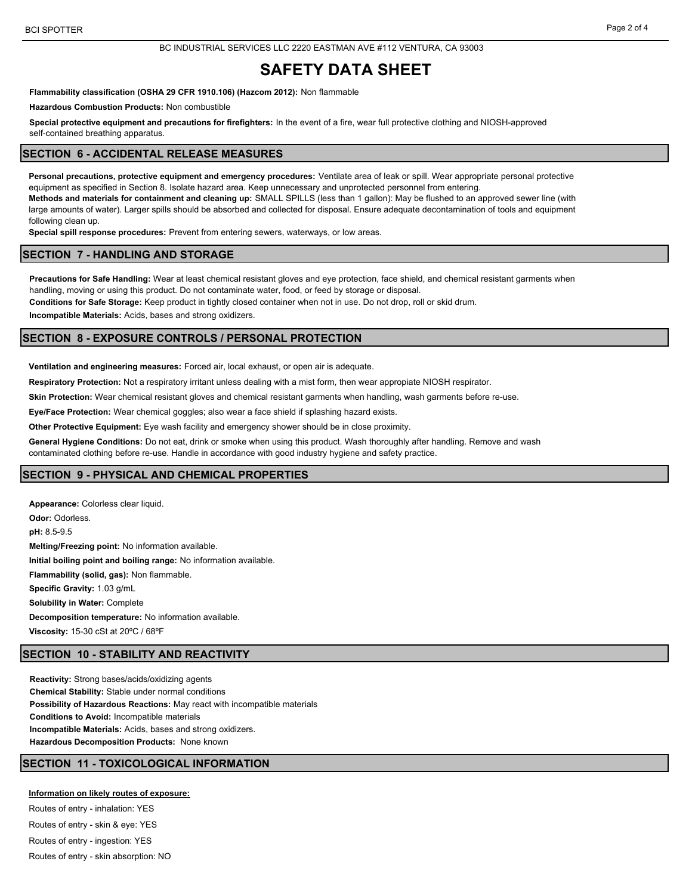BC INDUSTRIAL SERVICES LLC 2220 EASTMAN AVE #112 VENTURA, CA 93003

# SAFETY DATA SHEET

**Flammability classification (OSHA 29 CFR 1910.106) (Hazcom 2012):** Non flammable

**Hazardous Combustion Products:** Non combustible

**Special protective equipment and precautions for firefighters:** In the event of a fire, wear full protective clothing and NIOSH-approved self-contained breathing apparatus.

## SECTION 6 - ACCIDENTAL RELEASE MEASURES

**Personal precautions, protective equipment and emergency procedures:** Ventilate area of leak or spill. Wear appropriate personal protective equipment as specified in Section 8. Isolate hazard area. Keep unnecessary and unprotected personnel from entering.

**Methods and materials for containment and cleaning up:** SMALL SPILLS (less than 1 gallon): May be flushed to an approved sewer line (with large amounts of water). Larger spills should be absorbed and collected for disposal. Ensure adequate decontamination of tools and equipment following clean up.

**Special spill response procedures:** Prevent from entering sewers, waterways, or low areas.

## SECTION 7 - HANDLING AND STORAGE

**Precautions for Safe Handling:** Wear at least chemical resistant gloves and eye protection, face shield, and chemical resistant garments when handling, moving or using this product. Do not contaminate water, food, or feed by storage or disposal.

**Conditions for Safe Storage:** Keep product in tightly closed container when not in use. Do not drop, roll or skid drum.

**Incompatible Materials:** Acids, bases and strong oxidizers.

## SECTION 8 - EXPOSURE CONTROLS / PERSONAL PROTECTION

**Ventilation and engineering measures:** Forced air, local exhaust, or open air is adequate.

**Respiratory Protection:** Not a respiratory irritant unless dealing with a mist form, then wear appropiate NIOSH respirator.

**Skin Protection:** Wear chemical resistant gloves and chemical resistant garments when handling, wash garments before re-use.

**Eye/Face Protection:** Wear chemical goggles; also wear a face shield if splashing hazard exists.

**Other Protective Equipment:** Eye wash facility and emergency shower should be in close proximity.

**General Hygiene Conditions:** Do not eat, drink or smoke when using this product. Wash thoroughly after handling. Remove and wash contaminated clothing before re-use. Handle in accordance with good industry hygiene and safety practice.

## SECTION 9 - PHYSICAL AND CHEMICAL PROPERTIES

**Appearance:** Colorless clear liquid.

**Odor:** Odorless.

**pH:** 8.5-9.5

**Melting/Freezing point:** No information available.

**Initial boiling point and boiling range:** No information available.

**Flammability (solid, gas):** Non flammable.

**Specific Gravity:** 1.03 g/mL

**Solubility in Water:** Complete

**Decomposition temperature:** No information available.

**Viscosity:** 15-30 cSt at 20ºC / 68ºF

## SECTION 10 - STABILITY AND REACTIVITY

**Reactivity:** Strong bases/acids/oxidizing agents

**Chemical Stability:** Stable under normal conditions

**Possibility of Hazardous Reactions:** May react with incompatible materials

**Conditions to Avoid:** Incompatible materials

**Incompatible Materials:** Acids, bases and strong oxidizers.

**Hazardous Decomposition Products:** None known

## SECTION 11 - TOXICOLOGICAL INFORMATION

**Information on likely routes of exposure:**

Routes of entry - inhalation: YES

Routes of entry - skin & eye: YES

Routes of entry - ingestion: YES

Routes of entry - skin absorption: NO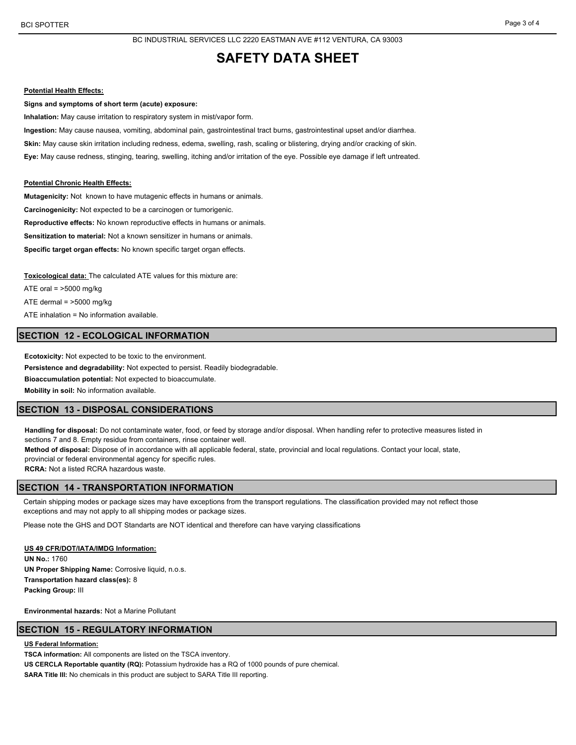**Potential Health Effects:**

**Signs and symptoms of short term (acute) exposure:**

**Inhalation:** May cause irritation to respiratory system in mist/vapor form.

**Ingestion:** May cause nausea, vomiting, abdominal pain, gastrointestinal tract burns, gastrointestinal upset and/or diarrhea.

**Skin:** May cause skin irritation including redness, edema, swelling, rash, scaling or blistering, drying and/or cracking of skin.

**Eye:** May cause redness, stinging, tearing, swelling, itching and/or irritation of the eye. Possible eye damage if left untreated.

**Potential Chronic Health Effects:**

**Mutagenicity:** Not known to have mutagenic effects in humans or animals.

**Carcinogenicity:** Not expected to be a carcinogen or tumorigenic.

**Reproductive effects:** No known reproductive effects in humans or animals.

**Sensitization to material:** Not a known sensitizer in humans or animals.

**Specific target organ effects:** No known specific target organ effects.

**Toxicological data:** The calculated ATE values for this mixture are:

ATE oral = >5000 mg/kg

ATE dermal = >5000 mg/kg

ATE inhalation = No information available.

## SECTION 12 - ECOLOGICAL INFORMATION

**Ecotoxicity:** Not expected to be toxic to the environment.

**Persistence and degradability:** Not expected to persist. Readily biodegradable.

**Bioaccumulation potential:** Not expected to bioaccumulate.

**Mobility in soil:** No information available.

## SECTION 13 - DISPOSAL CONSIDERATIONS

**Handling for disposal:** Do not contaminate water, food, or feed by storage and/or disposal. When handling refer to protective measures listed in sections 7 and 8. Empty residue from containers, rinse container well.

**Method of disposal:** Dispose of in accordance with all applicable federal, state, provincial and local regulations. Contact your local, state, provincial or federal environmental agency for specific rules.

**RCRA:** Not a listed RCRA hazardous waste.

## SECTION 14 - TRANSPORTATION INFORMATION

Certain shipping modes or package sizes may have exceptions from the transport regulations. The classification provided may not reflect those exceptions and may not apply to all shipping modes or package sizes.

Please note the GHS and DOT Standarts are NOT identical and therefore can have varying classifications

**US 49 CFR/DOT/IATA/IMDG Information:**

**UN No.:** 1760

**UN Proper Shipping Name:** Corrosive liquid, n.o.s.

**Transportation hazard class(es):** 8

**Packing Group:** III

**Environmental hazards:** Not a Marine Pollutant

## SECTION 15 - REGULATORY INFORMATION

**US Federal Information:**

**TSCA information:** All components are listed on the TSCA inventory.

**US CERCLA Reportable quantity (RQ):** Potassium hydroxide has a RQ of 1000 pounds of pure chemical.

**SARA Title III:** No chemicals in this product are subject to SARA Title III reporting.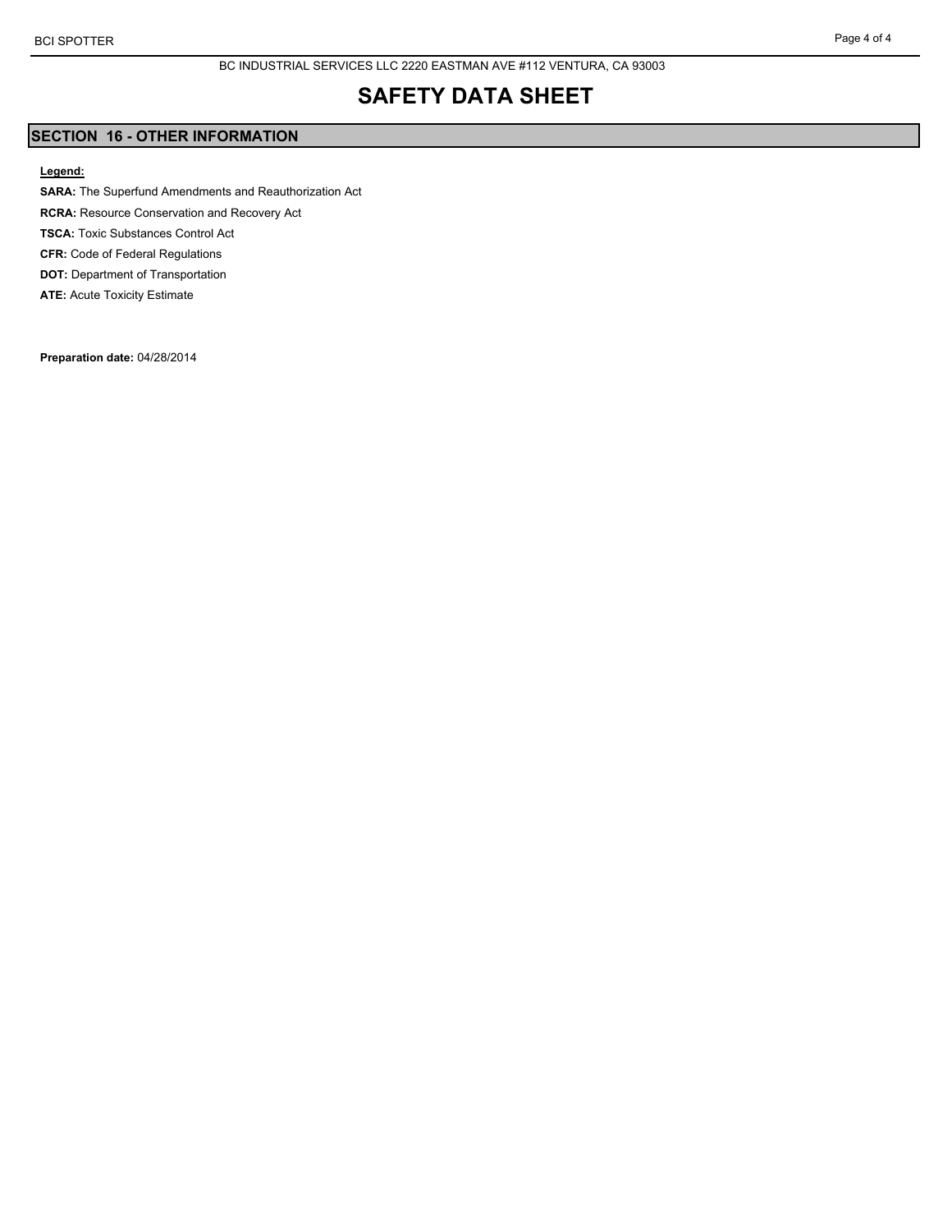## SECTION 16 - OTHER INFORMATION

**Legend:**

**SARA:** The Superfund Amendments and Reauthorization Act

**RCRA:** Resource Conservation and Recovery Act

**TSCA:** Toxic Substances Control Act

**CFR:** Code of Federal Regulations

**DOT:** Department of Transportation

**ATE:** Acute Toxicity Estimate

**Preparation date:** 04/28/2014